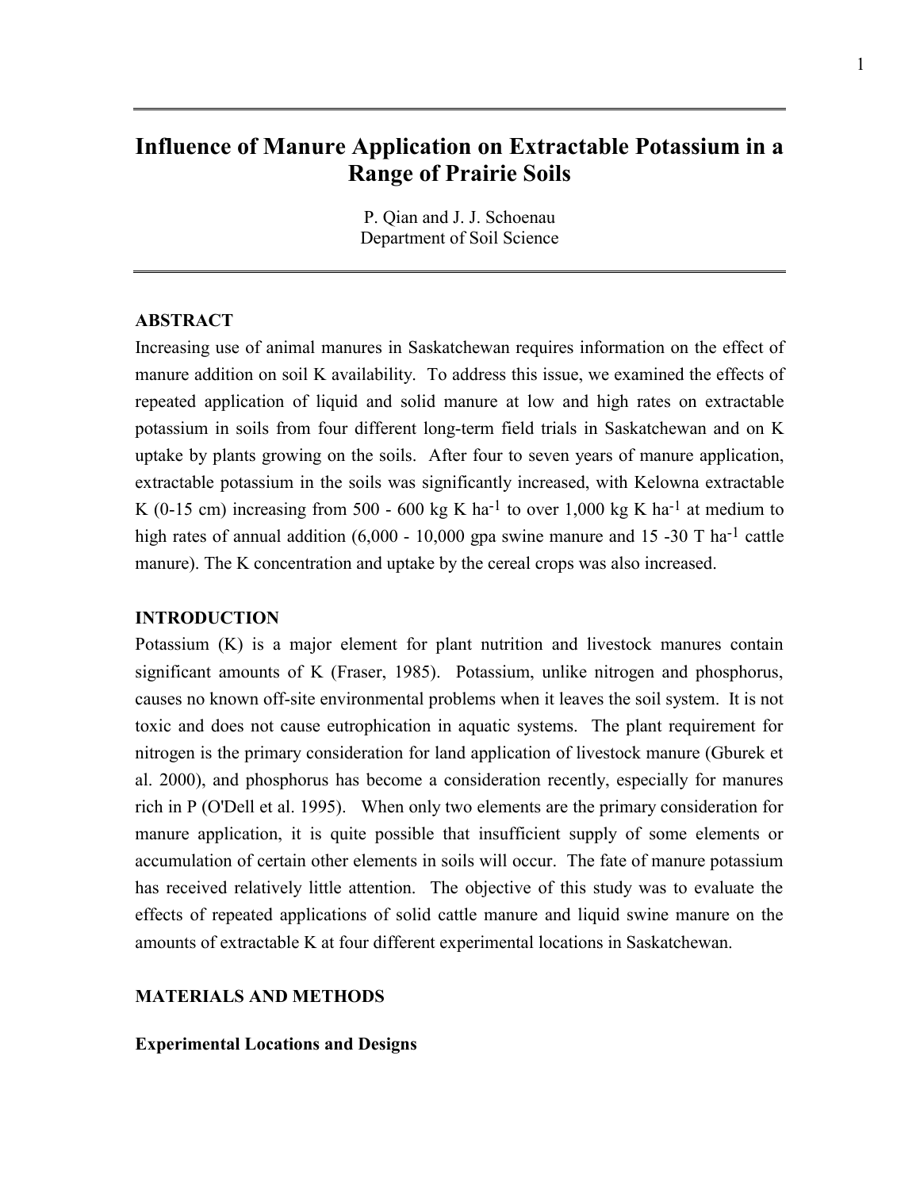# Influence of Manure Application on Extractable Potassium in a Range of Prairie Soils

P. Qian and J. J. Schoenau
Department of Soil Science

## ABSTRACT

Increasing use of animal manures in Saskatchewan requires information on the effect of manure addition on soil K availability. To address this issue, we examined the effects of repeated application of liquid and solid manure at low and high rates on extractable potassium in soils from four different long-term field trials in Saskatchewan and on K uptake by plants growing on the soils. After four to seven years of manure application, extractable potassium in the soils was significantly increased, with Kelowna extractable K (0-15 cm) increasing from 500 - 600 kg K $ha^{-1}$ to over 1,000 kg K $ha^{-1}$ at medium to high rates of annual addition (6,000 - 10,000 gpa swine manure and 15 -30 T $ha^{-1}$ cattle manure). The K concentration and uptake by the cereal crops was also increased.

## INTRODUCTION

Potassium (K) is a major element for plant nutrition and livestock manures contain significant amounts of K (Fraser, 1985). Potassium, unlike nitrogen and phosphorus, causes no known off-site environmental problems when it leaves the soil system. It is not toxic and does not cause eutrophication in aquatic systems. The plant requirement for nitrogen is the primary consideration for land application of livestock manure (Gburek et al. 2000), and phosphorus has become a consideration recently, especially for manures rich in P (O'Dell et al. 1995). When only two elements are the primary consideration for manure application, it is quite possible that insufficient supply of some elements or accumulation of certain other elements in soils will occur. The fate of manure potassium has received relatively little attention. The objective of this study was to evaluate the effects of repeated applications of solid cattle manure and liquid swine manure on the amounts of extractable K at four different experimental locations in Saskatchewan.

## MATERIALS AND METHODS

### Experimental Locations and Designs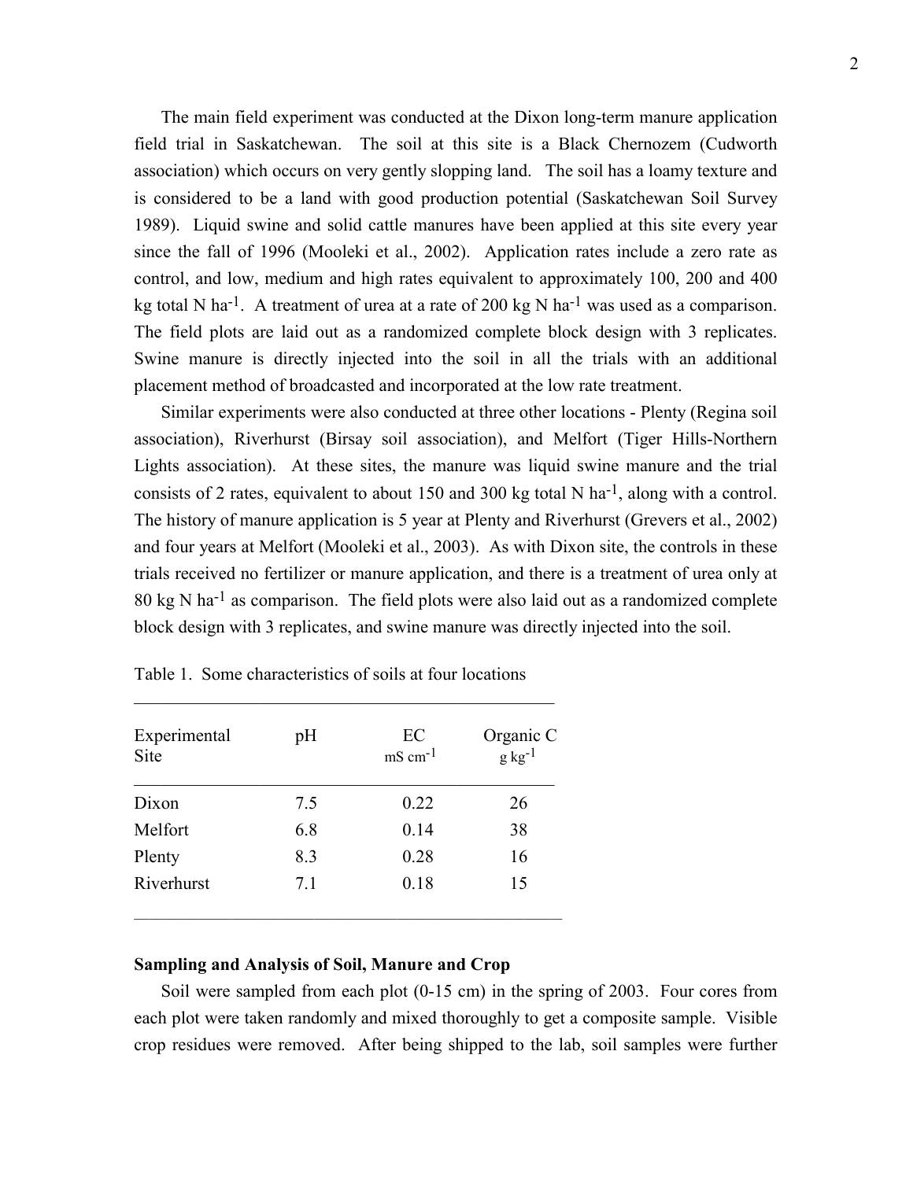The main field experiment was conducted at the Dixon long-term manure application field trial in Saskatchewan. The soil at this site is a Black Chernozem (Cudworth association) which occurs on very gently slopping land. The soil has a loamy texture and is considered to be a land with good production potential (Saskatchewan Soil Survey 1989). Liquid swine and solid cattle manures have been applied at this site every year since the fall of 1996 (Mooleki et al., 2002). Application rates include a zero rate as control, and low, medium and high rates equivalent to approximately 100, 200 and 400 kg total N $ha^{-1}$. A treatment of urea at a rate of 200 kg N $ha^{-1}$ was used as a comparison. The field plots are laid out as a randomized complete block design with 3 replicates. Swine manure is directly injected into the soil in all the trials with an additional placement method of broadcasted and incorporated at the low rate treatment.

Similar experiments were also conducted at three other locations - Plenty (Regina soil association), Riverhurst (Birsay soil association), and Melfort (Tiger Hills-Northern Lights association). At these sites, the manure was liquid swine manure and the trial consists of 2 rates, equivalent to about 150 and 300 kg total N $ha^{-1}$, along with a control. The history of manure application is 5 year at Plenty and Riverhurst (Grevers et al., 2002) and four years at Melfort (Mooleki et al., 2003). As with Dixon site, the controls in these trials received no fertilizer or manure application, and there is a treatment of urea only at 80 kg N $ha^{-1}$ as comparison. The field plots were also laid out as a randomized complete block design with 3 replicates, and swine manure was directly injected into the soil.

Table 1. Some characteristics of soils at four locations

| Experimental Site | pH | EC mS $cm^{-1}$ | Organic C g $kg^{-1}$ |
|---|---|---|---|
| Dixon | 7.5 | 0.22 | 26 |
| Melfort | 6.8 | 0.14 | 38 |
| Plenty | 8.3 | 0.28 | 16 |
| Riverhurst | 7.1 | 0.18 | 15 |

**Sampling and Analysis of Soil, Manure and Crop**

Soil were sampled from each plot (0-15 cm) in the spring of 2003. Four cores from each plot were taken randomly and mixed thoroughly to get a composite sample. Visible crop residues were removed. After being shipped to the lab, soil samples were further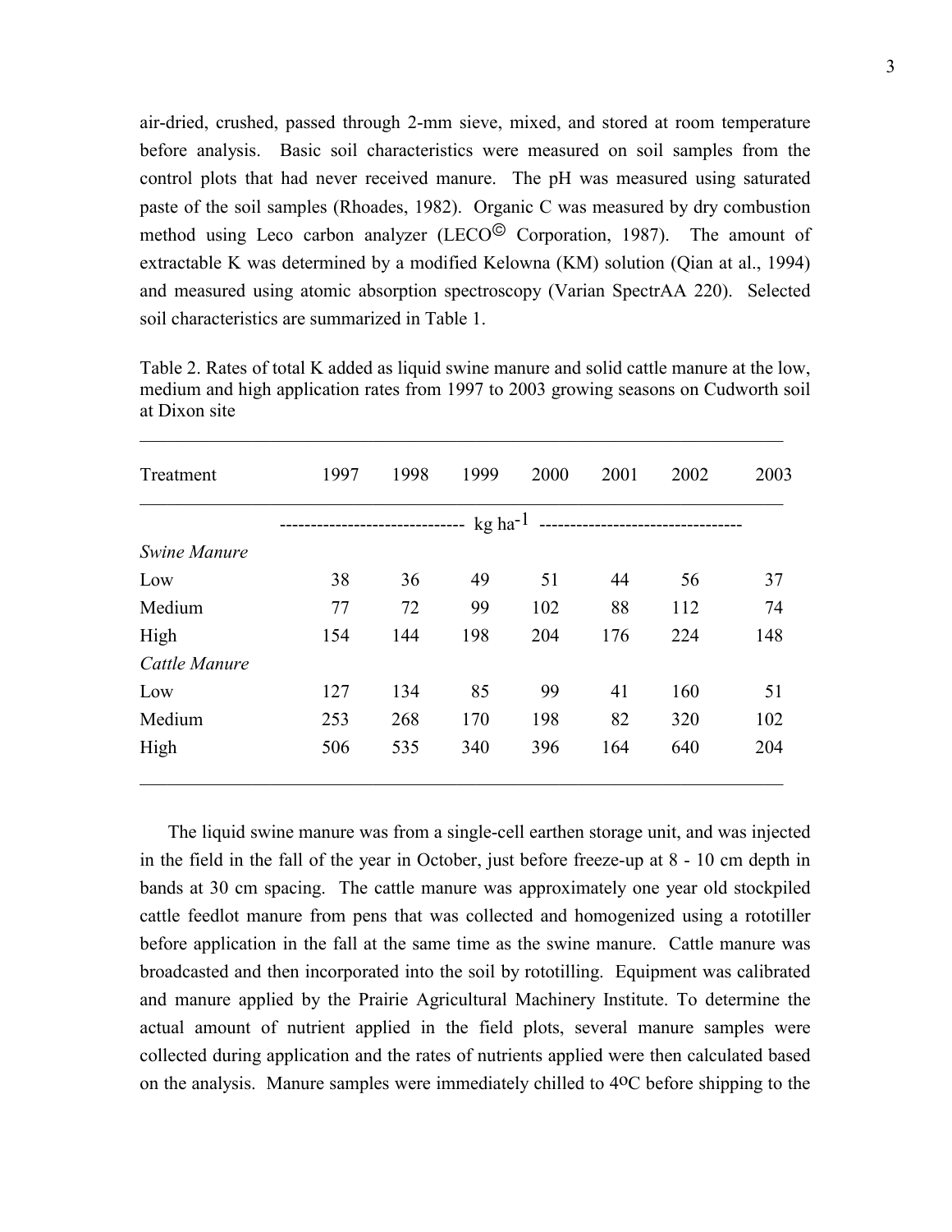air-dried, crushed, passed through 2-mm sieve, mixed, and stored at room temperature before analysis. Basic soil characteristics were measured on soil samples from the control plots that had never received manure. The pH was measured using saturated paste of the soil samples (Rhoades, 1982). Organic C was measured by dry combustion method using Leco carbon analyzer (LECO© Corporation, 1987). The amount of extractable K was determined by a modified Kelowna (KM) solution (Qian at al., 1994) and measured using atomic absorption spectroscopy (Varian SpectrAA 220). Selected soil characteristics are summarized in Table 1.

Table 2. Rates of total K added as liquid swine manure and solid cattle manure at the low, medium and high application rates from 1997 to 2003 growing seasons on Cudworth soil at Dixon site

| Treatment | 1997 | 1998 | 1999 | 2000 | 2001 | 2002 | 2003 |
|---|---|---|---|---|---|---|---|
| | | | | $kg\ ha^{-1}$ | | | |
| *Swine Manure* | | | | | | | |
| Low | 38 | 36 | 49 | 51 | 44 | 56 | 37 |
| Medium | 77 | 72 | 99 | 102 | 88 | 112 | 74 |
| High | 154 | 144 | 198 | 204 | 176 | 224 | 148 |
| *Cattle Manure* | | | | | | | |
| Low | 127 | 134 | 85 | 99 | 41 | 160 | 51 |
| Medium | 253 | 268 | 170 | 198 | 82 | 320 | 102 |
| High | 506 | 535 | 340 | 396 | 164 | 640 | 204 |

The liquid swine manure was from a single-cell earthen storage unit, and was injected in the field in the fall of the year in October, just before freeze-up at 8 - 10 cm depth in bands at 30 cm spacing. The cattle manure was approximately one year old stockpiled cattle feedlot manure from pens that was collected and homogenized using a rototiller before application in the fall at the same time as the swine manure. Cattle manure was broadcasted and then incorporated into the soil by rototilling. Equipment was calibrated and manure applied by the Prairie Agricultural Machinery Institute. To determine the actual amount of nutrient applied in the field plots, several manure samples were collected during application and the rates of nutrients applied were then calculated based on the analysis. Manure samples were immediately chilled to 4$^{o}$C before shipping to the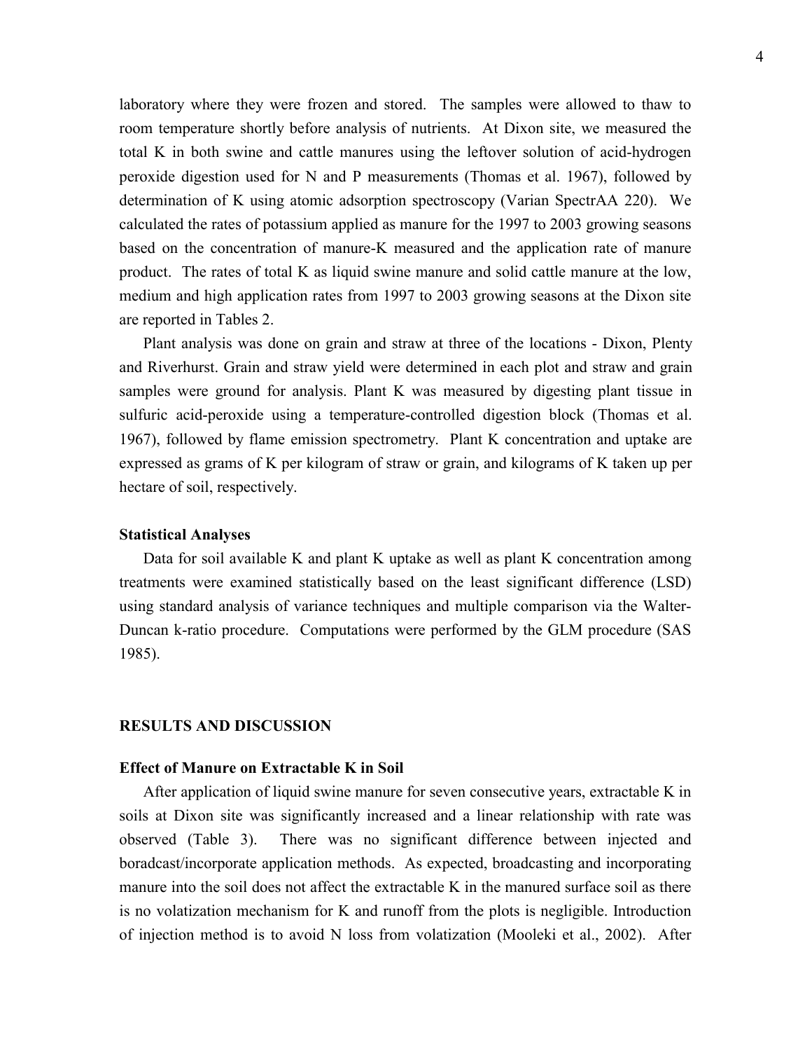laboratory where they were frozen and stored. The samples were allowed to thaw to room temperature shortly before analysis of nutrients. At Dixon site, we measured the total K in both swine and cattle manures using the leftover solution of acid-hydrogen peroxide digestion used for N and P measurements (Thomas et al. 1967), followed by determination of K using atomic adsorption spectroscopy (Varian SpectrAA 220). We calculated the rates of potassium applied as manure for the 1997 to 2003 growing seasons based on the concentration of manure-K measured and the application rate of manure product. The rates of total K as liquid swine manure and solid cattle manure at the low, medium and high application rates from 1997 to 2003 growing seasons at the Dixon site are reported in Tables 2.

Plant analysis was done on grain and straw at three of the locations - Dixon, Plenty and Riverhurst. Grain and straw yield were determined in each plot and straw and grain samples were ground for analysis. Plant K was measured by digesting plant tissue in sulfuric acid-peroxide using a temperature-controlled digestion block (Thomas et al. 1967), followed by flame emission spectrometry. Plant K concentration and uptake are expressed as grams of K per kilogram of straw or grain, and kilograms of K taken up per hectare of soil, respectively.

### Statistical Analyses

Data for soil available K and plant K uptake as well as plant K concentration among treatments were examined statistically based on the least significant difference (LSD) using standard analysis of variance techniques and multiple comparison via the Walter-Duncan k-ratio procedure. Computations were performed by the GLM procedure (SAS 1985).

## RESULTS AND DISCUSSION

### Effect of Manure on Extractable K in Soil

After application of liquid swine manure for seven consecutive years, extractable K in soils at Dixon site was significantly increased and a linear relationship with rate was observed (Table 3). There was no significant difference between injected and boradcast/incorporate application methods. As expected, broadcasting and incorporating manure into the soil does not affect the extractable K in the manured surface soil as there is no volatization mechanism for K and runoff from the plots is negligible. Introduction of injection method is to avoid N loss from volatization (Mooleki et al., 2002). After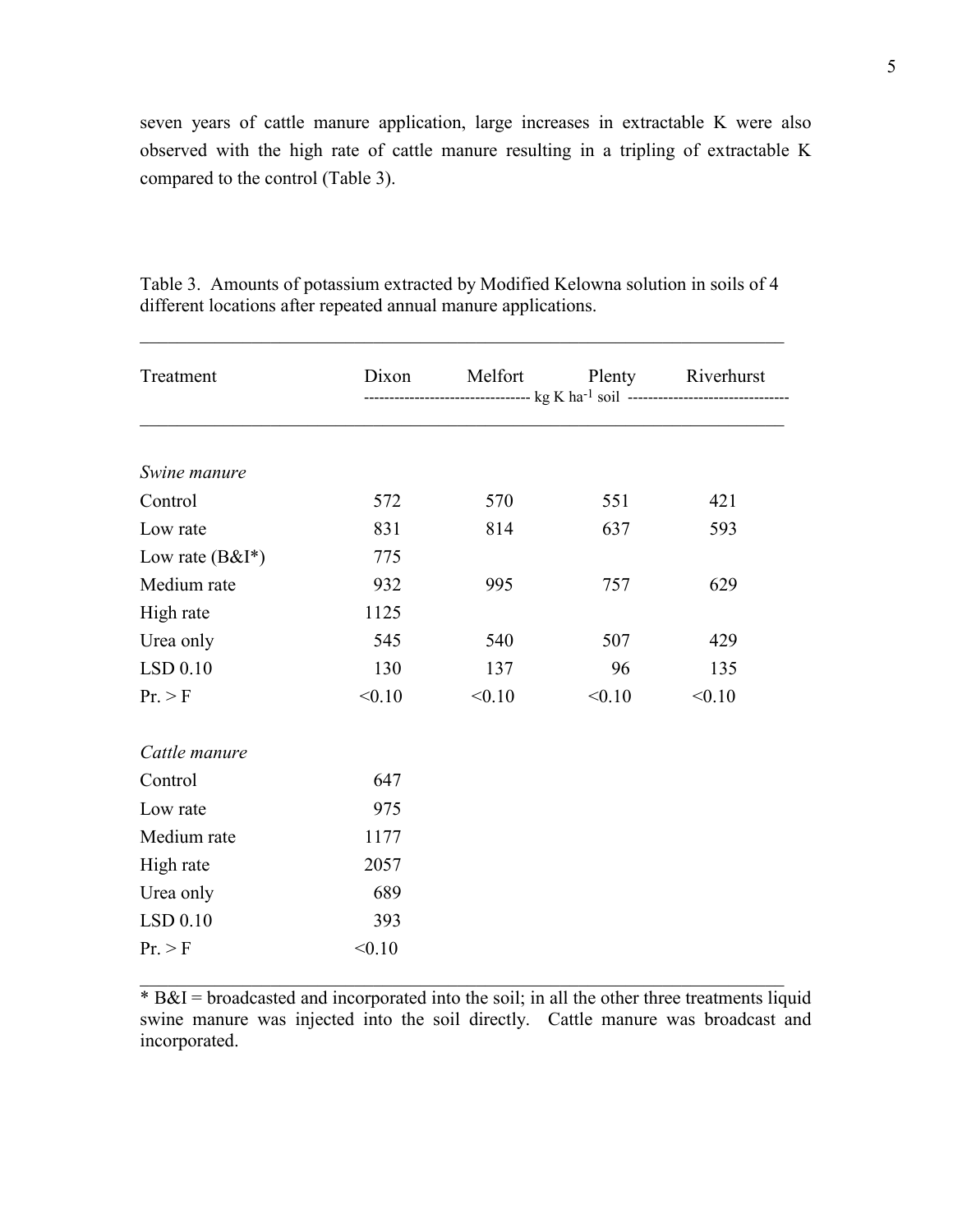seven years of cattle manure application, large increases in extractable K were also observed with the high rate of cattle manure resulting in a tripling of extractable K compared to the control (Table 3).

Table 3. Amounts of potassium extracted by Modified Kelowna solution in soils of 4 different locations after repeated annual manure applications.

| Treatment | Dixon | Melfort | Plenty | Riverhurst |
|---|---|---|---|---|
| | ---------- kg K $ha^{-1}$ soil ---------- | | | |
| *Swine manure* | | | | |
| Control | 572 | 570 | 551 | 421 |
| Low rate | 831 | 814 | 637 | 593 |
| Low rate (B&I*) | 775 | | | |
| Medium rate | 932 | 995 | 757 | 629 |
| High rate | 1125 | | | |
| Urea only | 545 | 540 | 507 | 429 |
| LSD 0.10 | 130 | 137 | 96 | 135 |
| Pr. > F | <0.10 | <0.10 | <0.10 | <0.10 |
| *Cattle manure* | | | | |
| Control | 647 | | | |
| Low rate | 975 | | | |
| Medium rate | 1177 | | | |
| High rate | 2057 | | | |
| Urea only | 689 | | | |
| LSD 0.10 | 393 | | | |
| Pr. > F | <0.10 | | | |

* B&I = broadcasted and incorporated into the soil; in all the other three treatments liquid swine manure was injected into the soil directly. Cattle manure was broadcast and incorporated.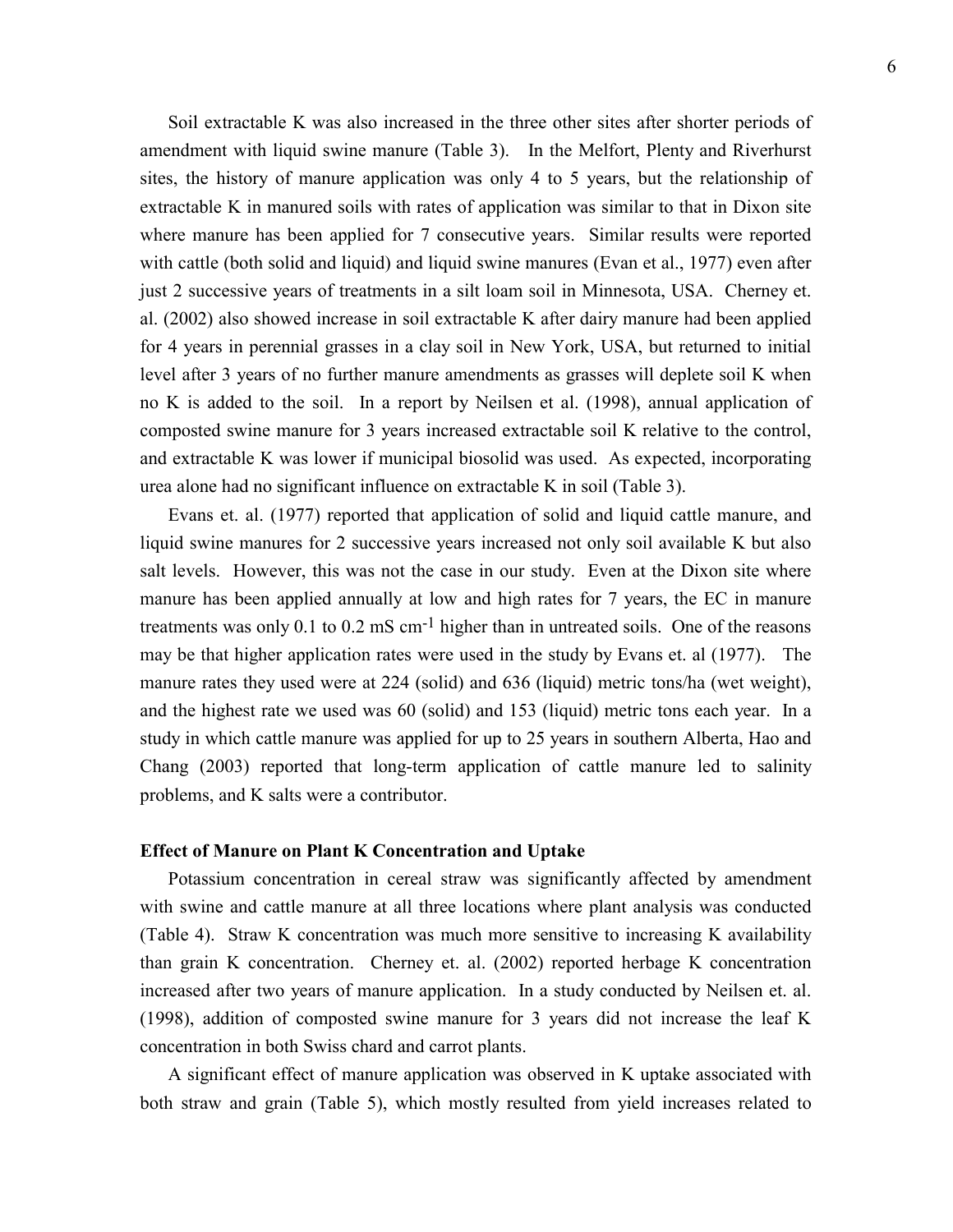Soil extractable K was also increased in the three other sites after shorter periods of amendment with liquid swine manure (Table 3). In the Melfort, Plenty and Riverhurst sites, the history of manure application was only 4 to 5 years, but the relationship of extractable K in manured soils with rates of application was similar to that in Dixon site where manure has been applied for 7 consecutive years. Similar results were reported with cattle (both solid and liquid) and liquid swine manures (Evan et al., 1977) even after just 2 successive years of treatments in a silt loam soil in Minnesota, USA. Cherney et. al. (2002) also showed increase in soil extractable K after dairy manure had been applied for 4 years in perennial grasses in a clay soil in New York, USA, but returned to initial level after 3 years of no further manure amendments as grasses will deplete soil K when no K is added to the soil. In a report by Neilsen et al. (1998), annual application of composted swine manure for 3 years increased extractable soil K relative to the control, and extractable K was lower if municipal biosolid was used. As expected, incorporating urea alone had no significant influence on extractable K in soil (Table 3).

Evans et. al. (1977) reported that application of solid and liquid cattle manure, and liquid swine manures for 2 successive years increased not only soil available K but also salt levels. However, this was not the case in our study. Even at the Dixon site where manure has been applied annually at low and high rates for 7 years, the EC in manure treatments was only 0.1 to 0.2 mS $cm^{-1}$ higher than in untreated soils. One of the reasons may be that higher application rates were used in the study by Evans et. al (1977). The manure rates they used were at 224 (solid) and 636 (liquid) metric tons/ha (wet weight), and the highest rate we used was 60 (solid) and 153 (liquid) metric tons each year. In a study in which cattle manure was applied for up to 25 years in southern Alberta, Hao and Chang (2003) reported that long-term application of cattle manure led to salinity problems, and K salts were a contributor.

### Effect of Manure on Plant K Concentration and Uptake

Potassium concentration in cereal straw was significantly affected by amendment with swine and cattle manure at all three locations where plant analysis was conducted (Table 4). Straw K concentration was much more sensitive to increasing K availability than grain K concentration. Cherney et. al. (2002) reported herbage K concentration increased after two years of manure application. In a study conducted by Neilsen et. al. (1998), addition of composted swine manure for 3 years did not increase the leaf K concentration in both Swiss chard and carrot plants.

A significant effect of manure application was observed in K uptake associated with both straw and grain (Table 5), which mostly resulted from yield increases related to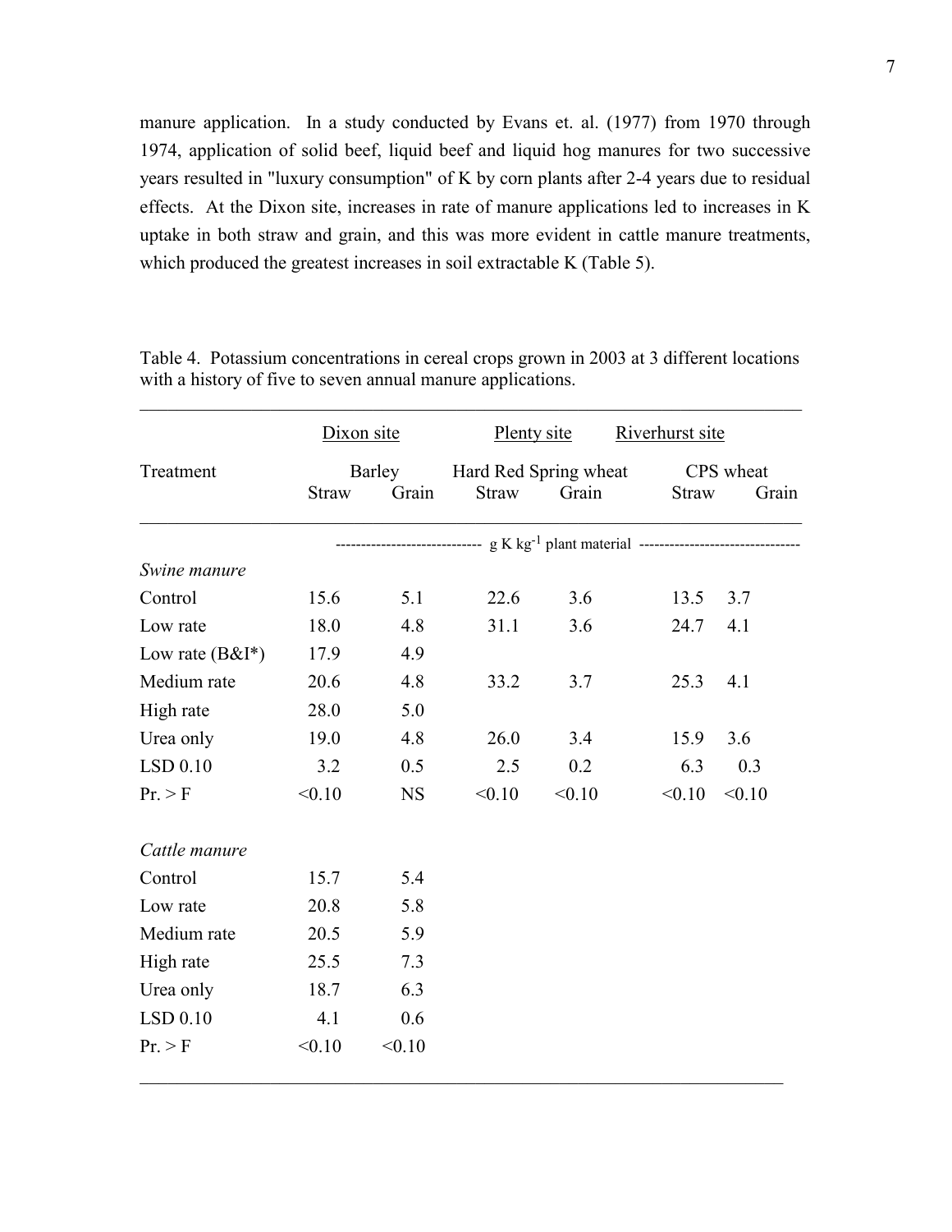manure application. In a study conducted by Evans et. al. (1977) from 1970 through 1974, application of solid beef, liquid beef and liquid hog manures for two successive years resulted in "luxury consumption" of K by corn plants after 2-4 years due to residual effects. At the Dixon site, increases in rate of manure applications led to increases in K uptake in both straw and grain, and this was more evident in cattle manure treatments, which produced the greatest increases in soil extractable K (Table 5).

Table 4. Potassium concentrations in cereal crops grown in 2003 at 3 different locations with a history of five to seven annual manure applications.

| | Dixon site | | Plenty site | | Riverhurst site | |
|---|---|---|---|---|---|---|
| Treatment | Barley | | Hard Red Spring wheat | | CPS wheat | |
| | Straw | Grain | Straw | Grain | Straw | Grain |
| | ---- | ---- | ---- g K $kg^{-1}$ plant material ---- | ---- | ---- | ---- |
| *Swine manure* | | | | | | |
| Control | 15.6 | 5.1 | 22.6 | 3.6 | 13.5 | 3.7 |
| Low rate | 18.0 | 4.8 | 31.1 | 3.6 | 24.7 | 4.1 |
| Low rate (B&I*) | 17.9 | 4.9 | | | | |
| Medium rate | 20.6 | 4.8 | 33.2 | 3.7 | 25.3 | 4.1 |
| High rate | 28.0 | 5.0 | | | | |
| Urea only | 19.0 | 4.8 | 26.0 | 3.4 | 15.9 | 3.6 |
| LSD 0.10 | 3.2 | 0.5 | 2.5 | 0.2 | 6.3 | 0.3 |
| Pr. > F | <0.10 | NS | <0.10 | <0.10 | <0.10 | <0.10 |
| *Cattle manure* | | | | | | |
| Control | 15.7 | 5.4 | | | | |
| Low rate | 20.8 | 5.8 | | | | |
| Medium rate | 20.5 | 5.9 | | | | |
| High rate | 25.5 | 7.3 | | | | |
| Urea only | 18.7 | 6.3 | | | | |
| LSD 0.10 | 4.1 | 0.6 | | | | |
| Pr. > F | <0.10 | <0.10 | | | | |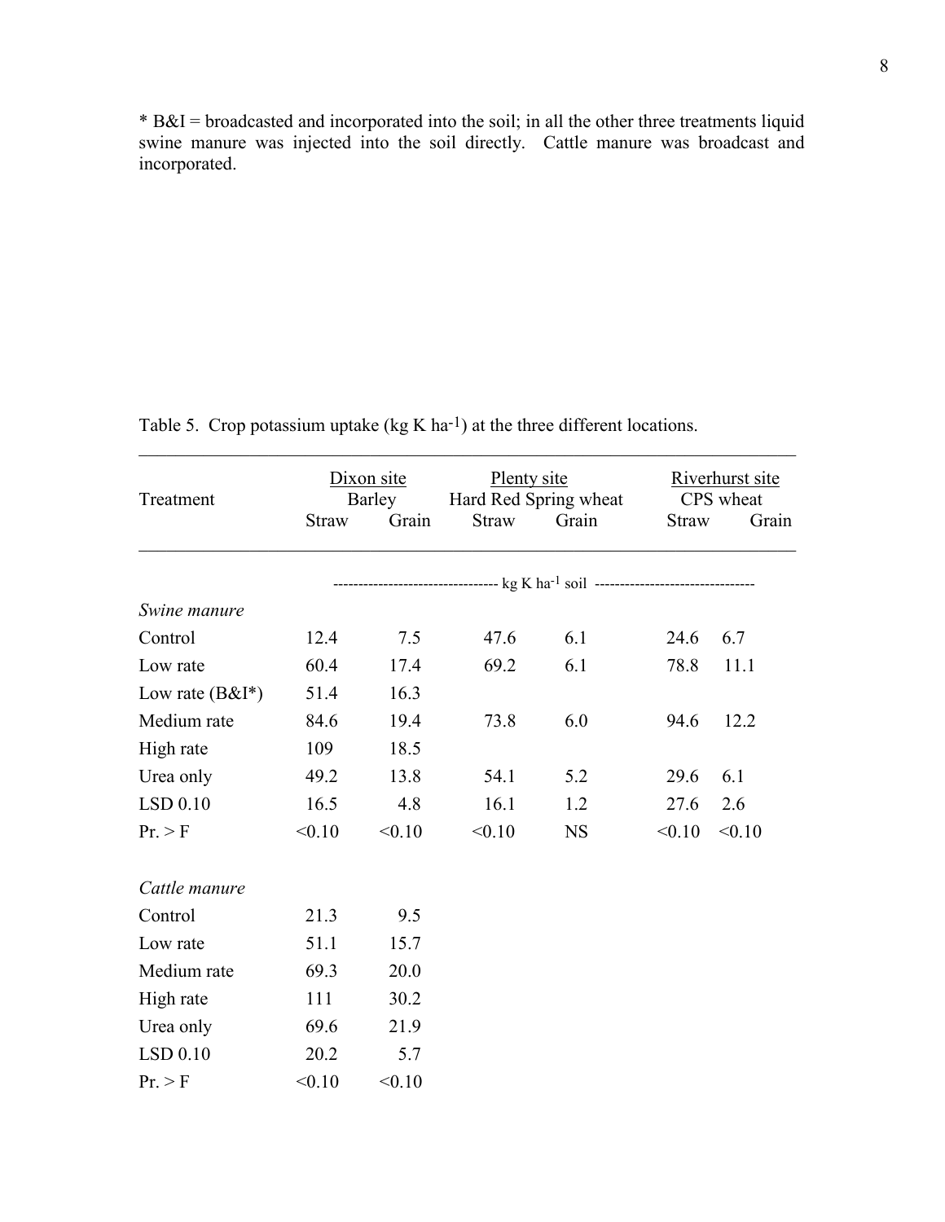* B&I = broadcasted and incorporated into the soil; in all the other three treatments liquid swine manure was injected into the soil directly. Cattle manure was broadcast and incorporated.

Table 5. Crop potassium uptake (kg K ha$^{-1}$) at the three different locations.

| Treatment | Dixon site Barley | | Plenty site Hard Red Spring wheat | | Riverhurst site CPS wheat | |
|---|---|---|---|---|---|---|
| | Straw | Grain | Straw | Grain | Straw | Grain |
| | kg K ha$^{-1}$ soil | | | | | |
| *Swine manure* | | | | | | |
| Control | 12.4 | 7.5 | 47.6 | 6.1 | 24.6 | 6.7 |
| Low rate | 60.4 | 17.4 | 69.2 | 6.1 | 78.8 | 11.1 |
| Low rate (B&I*) | 51.4 | 16.3 | | | | |
| Medium rate | 84.6 | 19.4 | 73.8 | 6.0 | 94.6 | 12.2 |
| High rate | 109 | 18.5 | | | | |
| Urea only | 49.2 | 13.8 | 54.1 | 5.2 | 29.6 | 6.1 |
| LSD 0.10 | 16.5 | 4.8 | 16.1 | 1.2 | 27.6 | 2.6 |
| Pr. > F | <0.10 | <0.10 | <0.10 | NS | <0.10 | <0.10 |
| *Cattle manure* | | | | | | |
| Control | 21.3 | 9.5 | | | | |
| Low rate | 51.1 | 15.7 | | | | |
| Medium rate | 69.3 | 20.0 | | | | |
| High rate | 111 | 30.2 | | | | |
| Urea only | 69.6 | 21.9 | | | | |
| LSD 0.10 | 20.2 | 5.7 | | | | |
| Pr. > F | <0.10 | <0.10 | | | | |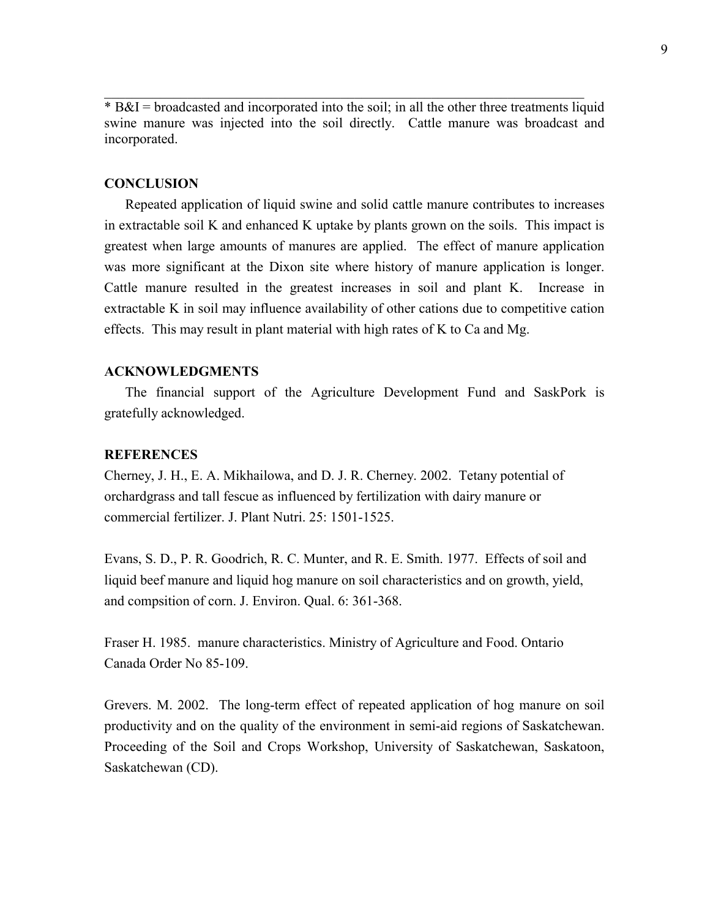* B&I = broadcasted and incorporated into the soil; in all the other three treatments liquid swine manure was injected into the soil directly. Cattle manure was broadcast and incorporated.

## CONCLUSION

Repeated application of liquid swine and solid cattle manure contributes to increases in extractable soil K and enhanced K uptake by plants grown on the soils. This impact is greatest when large amounts of manures are applied. The effect of manure application was more significant at the Dixon site where history of manure application is longer. Cattle manure resulted in the greatest increases in soil and plant K. Increase in extractable K in soil may influence availability of other cations due to competitive cation effects. This may result in plant material with high rates of K to Ca and Mg.

## ACKNOWLEDGMENTS

The financial support of the Agriculture Development Fund and SaskPork is gratefully acknowledged.

## REFERENCES

Cherney, J. H., E. A. Mikhailowa, and D. J. R. Cherney. 2002. Tetany potential of orchardgrass and tall fescue as influenced by fertilization with dairy manure or commercial fertilizer. J. Plant Nutri. 25: 1501-1525.

Evans, S. D., P. R. Goodrich, R. C. Munter, and R. E. Smith. 1977. Effects of soil and liquid beef manure and liquid hog manure on soil characteristics and on growth, yield, and compsition of corn. J. Environ. Qual. 6: 361-368.

Fraser H. 1985. manure characteristics. Ministry of Agriculture and Food. Ontario Canada Order No 85-109.

Grevers. M. 2002. The long-term effect of repeated application of hog manure on soil productivity and on the quality of the environment in semi-aid regions of Saskatchewan. Proceeding of the Soil and Crops Workshop, University of Saskatchewan, Saskatoon, Saskatchewan (CD).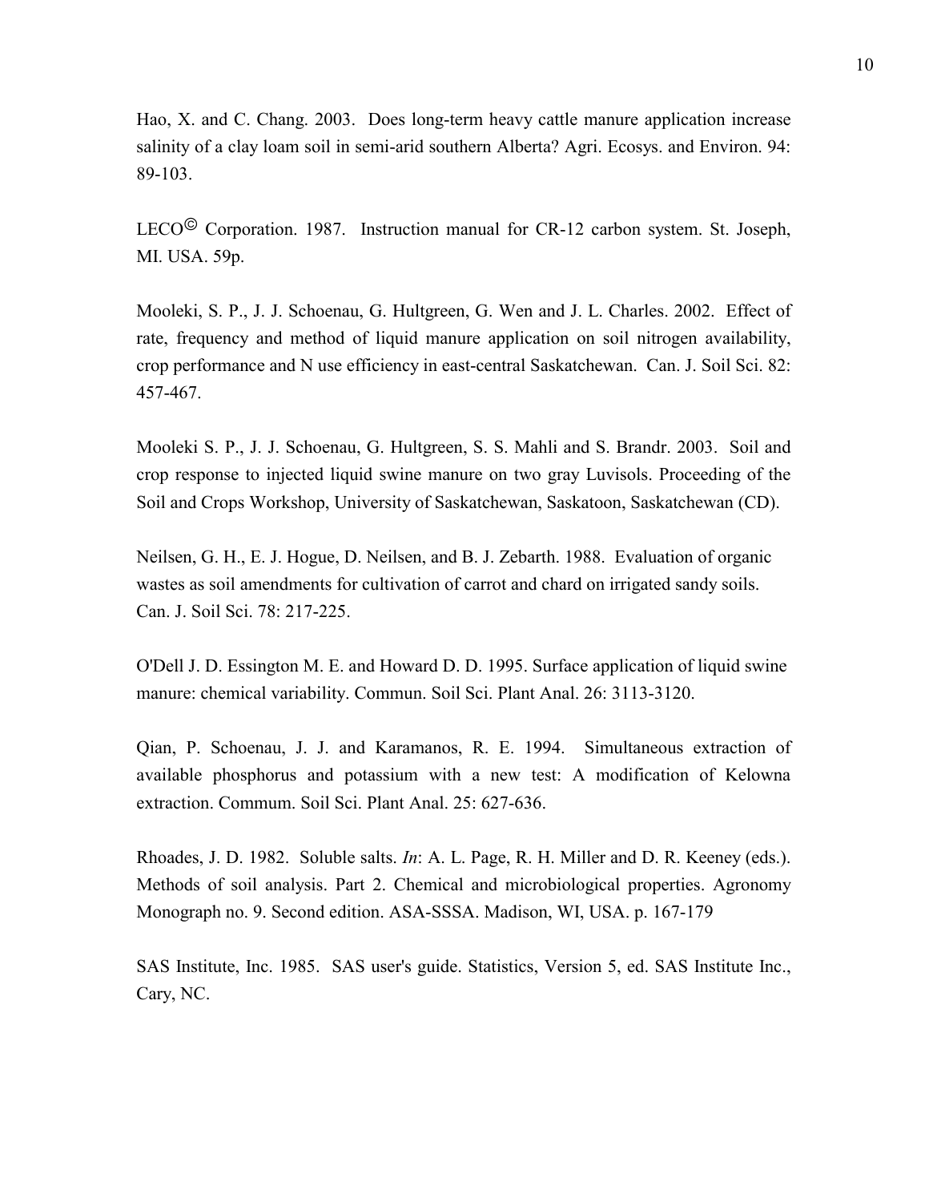Hao, X. and C. Chang. 2003. Does long-term heavy cattle manure application increase salinity of a clay loam soil in semi-arid southern Alberta? Agri. Ecosys. and Environ. 94: 89-103.

LECO© Corporation. 1987. Instruction manual for CR-12 carbon system. St. Joseph, MI. USA. 59p.

Mooleki, S. P., J. J. Schoenau, G. Hultgreen, G. Wen and J. L. Charles. 2002. Effect of rate, frequency and method of liquid manure application on soil nitrogen availability, crop performance and N use efficiency in east-central Saskatchewan. Can. J. Soil Sci. 82: 457-467.

Mooleki S. P., J. J. Schoenau, G. Hultgreen, S. S. Mahli and S. Brandr. 2003. Soil and crop response to injected liquid swine manure on two gray Luvisols. Proceeding of the Soil and Crops Workshop, University of Saskatchewan, Saskatoon, Saskatchewan (CD).

Neilsen, G. H., E. J. Hogue, D. Neilsen, and B. J. Zebarth. 1988. Evaluation of organic wastes as soil amendments for cultivation of carrot and chard on irrigated sandy soils. Can. J. Soil Sci. 78: 217-225.

O'Dell J. D. Essington M. E. and Howard D. D. 1995. Surface application of liquid swine manure: chemical variability. Commun. Soil Sci. Plant Anal. 26: 3113-3120.

Qian, P. Schoenau, J. J. and Karamanos, R. E. 1994. Simultaneous extraction of available phosphorus and potassium with a new test: A modification of Kelowna extraction. Commum. Soil Sci. Plant Anal. 25: 627-636.

Rhoades, J. D. 1982. Soluble salts. *In*: A. L. Page, R. H. Miller and D. R. Keeney (eds.). Methods of soil analysis. Part 2. Chemical and microbiological properties. Agronomy Monograph no. 9. Second edition. ASA-SSSA. Madison, WI, USA. p. 167-179

SAS Institute, Inc. 1985. SAS user's guide. Statistics, Version 5, ed. SAS Institute Inc., Cary, NC.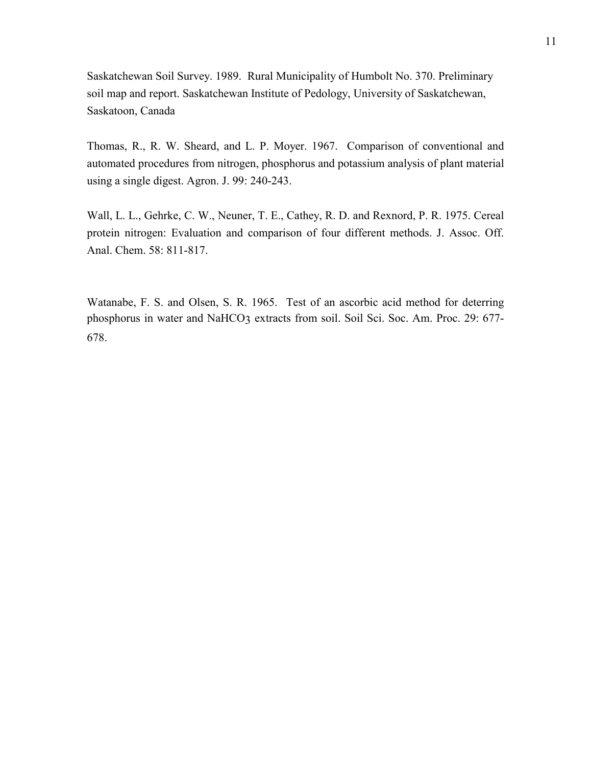Saskatchewan Soil Survey. 1989. Rural Municipality of Humbolt No. 370. Preliminary soil map and report. Saskatchewan Institute of Pedology, University of Saskatchewan, Saskatoon, Canada

Thomas, R., R. W. Sheard, and L. P. Moyer. 1967. Comparison of conventional and automated procedures from nitrogen, phosphorus and potassium analysis of plant material using a single digest. Agron. J. 99: 240-243.

Wall, L. L., Gehrke, C. W., Neuner, T. E., Cathey, R. D. and Rexnord, P. R. 1975. Cereal protein nitrogen: Evaluation and comparison of four different methods. J. Assoc. Off. Anal. Chem. 58: 811-817.

Watanabe, F. S. and Olsen, S. R. 1965. Test of an ascorbic acid method for deterring phosphorus in water and $NaHCO_3$ extracts from soil. Soil Sci. Soc. Am. Proc. 29: 677-678.